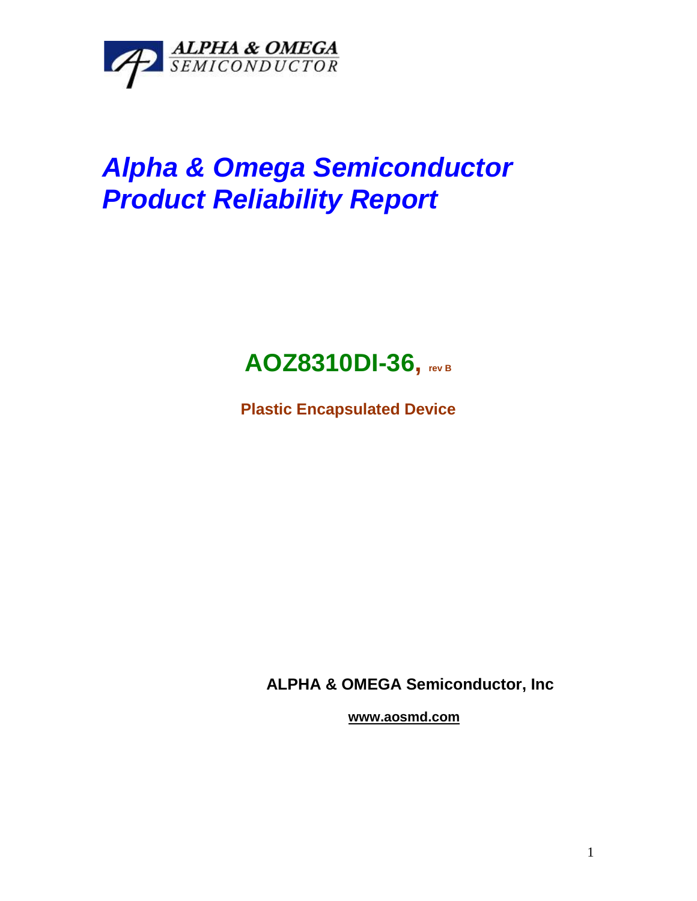ALPHA & OMEGA SEMICONDUCTOR

# *Alpha & Omega Semiconductor Product Reliability Report*

## AOZ8310DI-36, rev B

**Plastic Encapsulated Device**

**ALPHA & OMEGA Semiconductor, Inc**

**www.aosmd.com**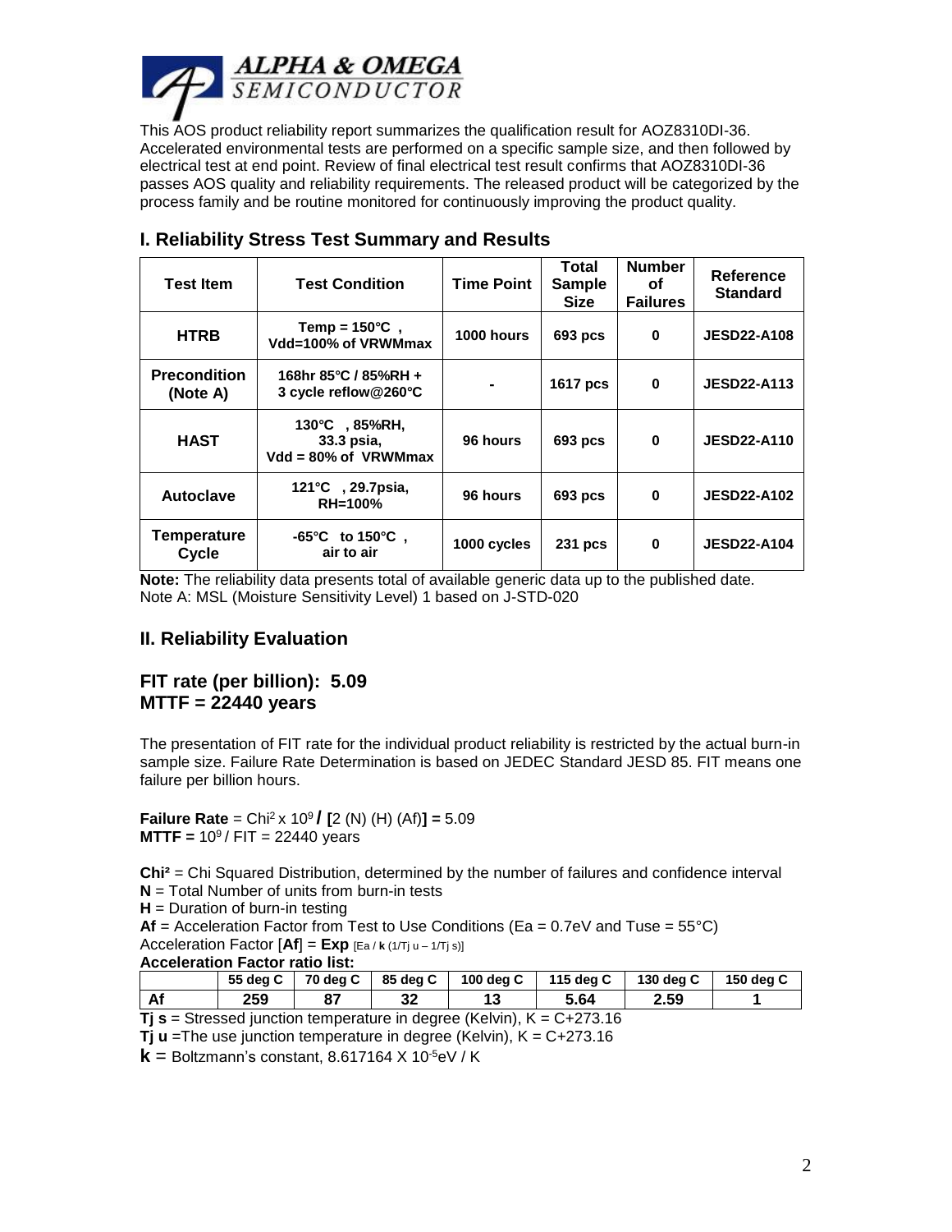**ALPHA & OMEGA SEMICONDUCTOR**

This AOS product reliability report summarizes the qualification result for AOZ8310DI-36. Accelerated environmental tests are performed on a specific sample size, and then followed by electrical test at end point. Review of final electrical test result confirms that AOZ8310DI-36 passes AOS quality and reliability requirements. The released product will be categorized by the process family and be routine monitored for continuously improving the product quality.

## I. Reliability Stress Test Summary and Results

| Test Item | Test Condition | Time Point | Total Sample Size | Number of Failures | Reference Standard |
|---|---|---|---|---|---|
| HTRB | Temp = 150°C , Vdd=100% of VRWMmax | 1000 hours | 693 pcs | 0 | JESD22-A108 |
| Precondition (Note A) | 168hr 85°C / 85%RH + 3 cycle reflow@260°C | - | 1617 pcs | 0 | JESD22-A113 |
| HAST | 130°C , 85%RH, 33.3 psia, Vdd = 80% of VRWMmax | 96 hours | 693 pcs | 0 | JESD22-A110 |
| Autoclave | 121°C , 29.7psia, RH=100% | 96 hours | 693 pcs | 0 | JESD22-A102 |
| Temperature Cycle | -65°C to 150°C , air to air | 1000 cycles | 231 pcs | 0 | JESD22-A104 |

**Note:** The reliability data presents total of available generic data up to the published date.
Note A: MSL (Moisture Sensitivity Level) 1 based on J-STD-020

## II. Reliability Evaluation

### FIT rate (per billion): 5.09
### MTTF = 22440 years

The presentation of FIT rate for the individual product reliability is restricted by the actual burn-in sample size. Failure Rate Determination is based on JEDEC Standard JESD 85. FIT means one failure per billion hours.

**Failure Rate** = $Chi^2 \times 10^9$ **/ [**2 (N) (H) (Af)**] =** 5.09
**MTTF =** $10^9$ / FIT = 22440 years

**Chi²** = Chi Squared Distribution, determined by the number of failures and confidence interval
**N** = Total Number of units from burn-in tests
**H** = Duration of burn-in testing
**Af** = Acceleration Factor from Test to Use Conditions (Ea = 0.7eV and Tuse = 55°C)
Acceleration Factor [**Af**] = **Exp** $[Ea / k (1/T_{j u} - 1/T_{j s})]$
**Acceleration Factor ratio list:**

| | 55 deg C | 70 deg C | 85 deg C | 100 deg C | 115 deg C | 130 deg C | 150 deg C |
|---|---|---|---|---|---|---|---|
| Af | 259 | 87 | 32 | 13 | 5.64 | 2.59 | 1 |

**Tj s** = Stressed junction temperature in degree (Kelvin), K = C+273.16
**Tj u** =The use junction temperature in degree (Kelvin), K = C+273.16
**k** = Boltzmann's constant, $8.617164 \times 10^{-5}$eV / K